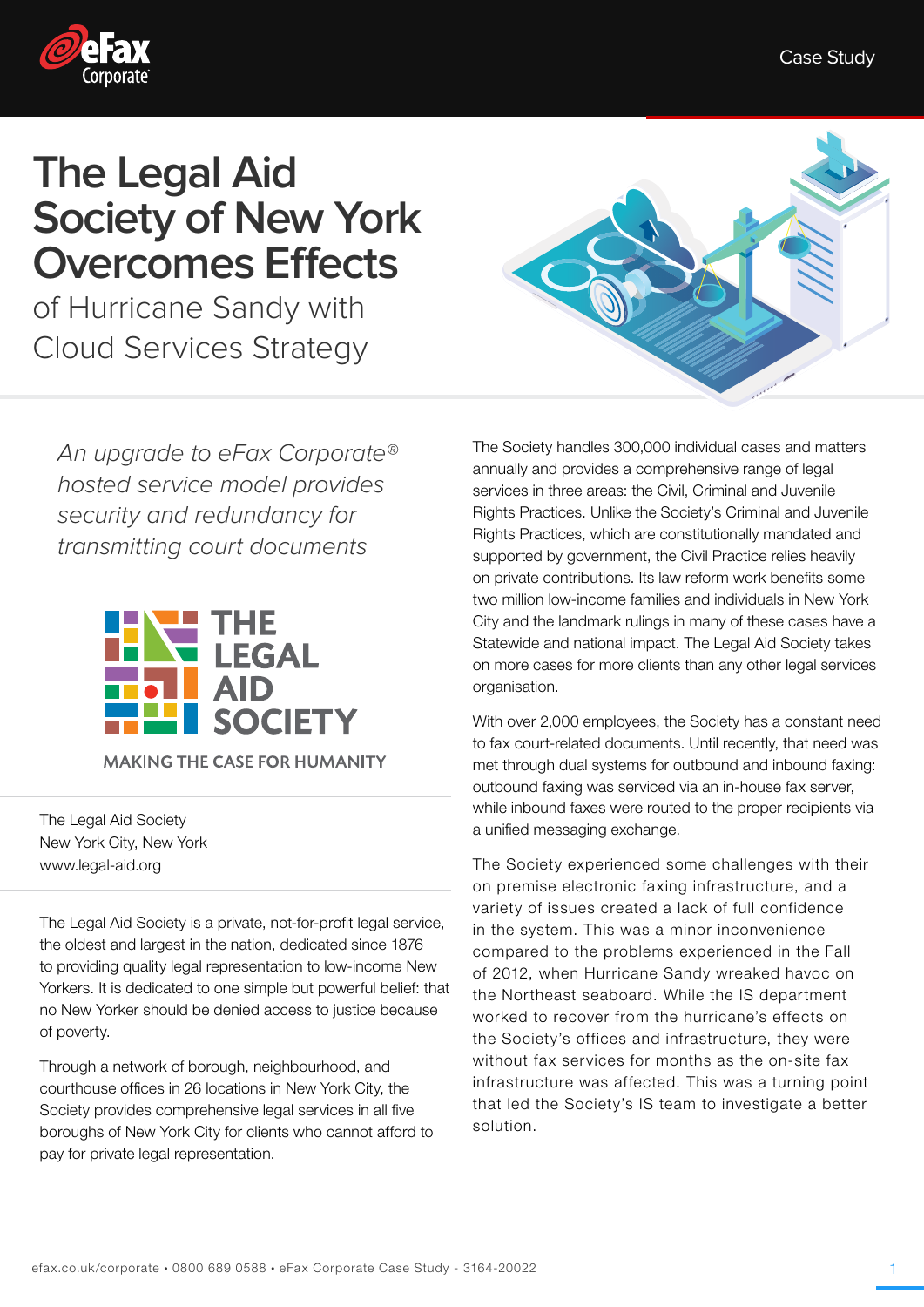# The Legal Aid Society of New York Overcomes Effects

## of Hurricane Sandy with Cloud Services Strategy

*An upgrade to eFax Corporate® hosted service model provides security and redundancy for transmitting court documents*

THE LEGAL AID SOCIETY

MAKING THE CASE FOR HUMANITY

The Legal Aid Society
New York City, New York
www.legal-aid.org

The Legal Aid Society is a private, not-for-profit legal service, the oldest and largest in the nation, dedicated since 1876 to providing quality legal representation to low-income New Yorkers. It is dedicated to one simple but powerful belief: that no New Yorker should be denied access to justice because of poverty.

Through a network of borough, neighbourhood, and courthouse offices in 26 locations in New York City, the Society provides comprehensive legal services in all five boroughs of New York City for clients who cannot afford to pay for private legal representation.

The Society handles 300,000 individual cases and matters annually and provides a comprehensive range of legal services in three areas: the Civil, Criminal and Juvenile Rights Practices. Unlike the Society's Criminal and Juvenile Rights Practices, which are constitutionally mandated and supported by government, the Civil Practice relies heavily on private contributions. Its law reform work benefits some two million low-income families and individuals in New York City and the landmark rulings in many of these cases have a Statewide and national impact. The Legal Aid Society takes on more cases for more clients than any other legal services organisation.

With over 2,000 employees, the Society has a constant need to fax court-related documents. Until recently, that need was met through dual systems for outbound and inbound faxing: outbound faxing was serviced via an in-house fax server, while inbound faxes were routed to the proper recipients via a unified messaging exchange.

The Society experienced some challenges with their on premise electronic faxing infrastructure, and a variety of issues created a lack of full confidence in the system. This was a minor inconvenience compared to the problems experienced in the Fall of 2012, when Hurricane Sandy wreaked havoc on the Northeast seaboard. While the IS department worked to recover from the hurricane's effects on the Society's offices and infrastructure, they were without fax services for months as the on-site fax infrastructure was affected. This was a turning point that led the Society's IS team to investigate a better solution.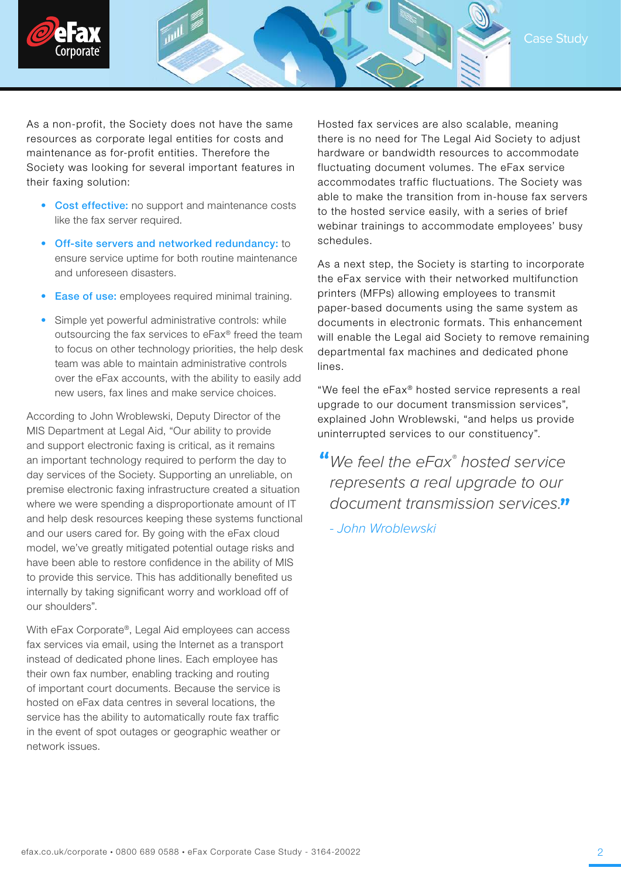As a non-profit, the Society does not have the same resources as corporate legal entities for costs and maintenance as for-profit entities. Therefore the Society was looking for several important features in their faxing solution:

- **Cost effective:** no support and maintenance costs like the fax server required.
- **Off-site servers and networked redundancy:** to ensure service uptime for both routine maintenance and unforeseen disasters.
- **Ease of use:** employees required minimal training.
- Simple yet powerful administrative controls: while outsourcing the fax services to eFax® freed the team to focus on other technology priorities, the help desk team was able to maintain administrative controls over the eFax accounts, with the ability to easily add new users, fax lines and make service choices.

According to John Wroblewski, Deputy Director of the MIS Department at Legal Aid, "Our ability to provide and support electronic faxing is critical, as it remains an important technology required to perform the day to day services of the Society. Supporting an unreliable, on premise electronic faxing infrastructure created a situation where we were spending a disproportionate amount of IT and help desk resources keeping these systems functional and our users cared for. By going with the eFax cloud model, we've greatly mitigated potential outage risks and have been able to restore confidence in the ability of MIS to provide this service. This has additionally benefited us internally by taking significant worry and workload off of our shoulders".

With eFax Corporate®, Legal Aid employees can access fax services via email, using the Internet as a transport instead of dedicated phone lines. Each employee has their own fax number, enabling tracking and routing of important court documents. Because the service is hosted on eFax data centres in several locations, the service has the ability to automatically route fax traffic in the event of spot outages or geographic weather or network issues.

Hosted fax services are also scalable, meaning there is no need for The Legal Aid Society to adjust hardware or bandwidth resources to accommodate fluctuating document volumes. The eFax service accommodates traffic fluctuations. The Society was able to make the transition from in-house fax servers to the hosted service easily, with a series of brief webinar trainings to accommodate employees' busy schedules.

As a next step, the Society is starting to incorporate the eFax service with their networked multifunction printers (MFPs) allowing employees to transmit paper-based documents using the same system as documents in electronic formats. This enhancement will enable the Legal aid Society to remove remaining departmental fax machines and dedicated phone lines.

"We feel the eFax® hosted service represents a real upgrade to our document transmission services", explained John Wroblewski, "and helps us provide uninterrupted services to our constituency".

> *"We feel the eFax® hosted service represents a real upgrade to our document transmission services."*
>
> *- John Wroblewski*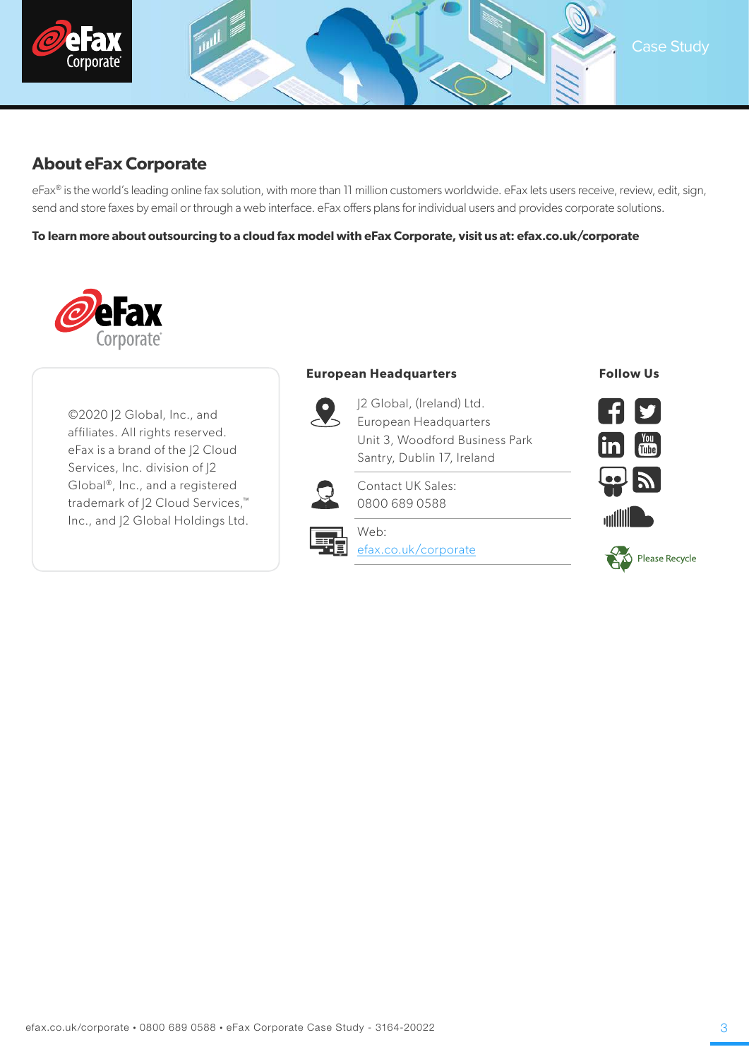## About eFax Corporate

eFax® is the world's leading online fax solution, with more than 11 million customers worldwide. eFax lets users receive, review, edit, sign, send and store faxes by email or through a web interface. eFax offers plans for individual users and provides corporate solutions.

**To learn more about outsourcing to a cloud fax model with eFax Corporate, visit us at: efax.co.uk/corporate**

©2020 J2 Global, Inc., and affiliates. All rights reserved. eFax is a brand of the J2 Cloud Services, Inc. division of J2 Global®, Inc., and a registered trademark of J2 Cloud Services,™ Inc., and J2 Global Holdings Ltd.

**European Headquarters**

J2 Global, (Ireland) Ltd.
European Headquarters
Unit 3, Woodford Business Park
Santry, Dublin 17, Ireland

Contact UK Sales:
0800 689 0588

Web:
efax.co.uk/corporate

**Follow Us**

Please Recycle